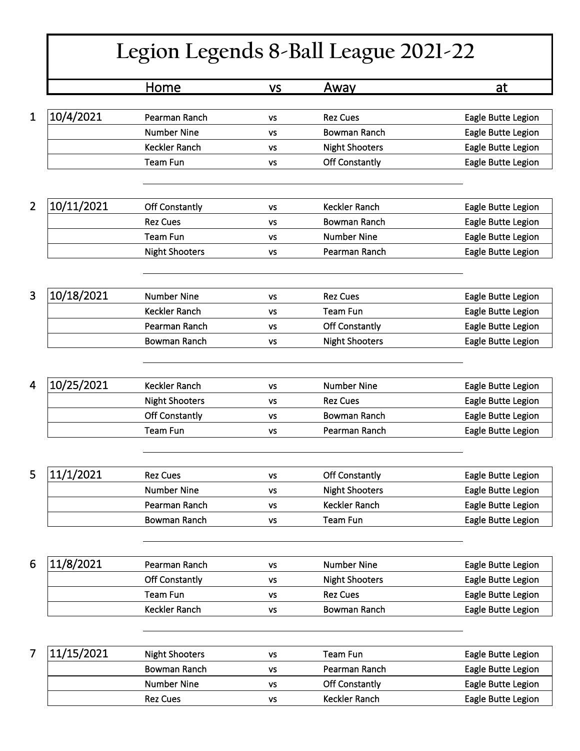# Legion Legends 8-Ball League 2021-22

| | | Home | vs | Away | at |
|---|---|---|---|---|---|
| 1 | 10/4/2021 | Pearman Ranch | vs | Rez Cues | Eagle Butte Legion |
| | | Number Nine | vs | Bowman Ranch | Eagle Butte Legion |
| | | Keckler Ranch | vs | Night Shooters | Eagle Butte Legion |
| | | Team Fun | vs | Off Constantly | Eagle Butte Legion |
| 2 | 10/11/2021 | Off Constantly | vs | Keckler Ranch | Eagle Butte Legion |
| | | Rez Cues | vs | Bowman Ranch | Eagle Butte Legion |
| | | Team Fun | vs | Number Nine | Eagle Butte Legion |
| | | Night Shooters | vs | Pearman Ranch | Eagle Butte Legion |
| 3 | 10/18/2021 | Number Nine | vs | Rez Cues | Eagle Butte Legion |
| | | Keckler Ranch | vs | Team Fun | Eagle Butte Legion |
| | | Pearman Ranch | vs | Off Constantly | Eagle Butte Legion |
| | | Bowman Ranch | vs | Night Shooters | Eagle Butte Legion |
| 4 | 10/25/2021 | Keckler Ranch | vs | Number Nine | Eagle Butte Legion |
| | | Night Shooters | vs | Rez Cues | Eagle Butte Legion |
| | | Off Constantly | vs | Bowman Ranch | Eagle Butte Legion |
| | | Team Fun | vs | Pearman Ranch | Eagle Butte Legion |
| 5 | 11/1/2021 | Rez Cues | vs | Off Constantly | Eagle Butte Legion |
| | | Number Nine | vs | Night Shooters | Eagle Butte Legion |
| | | Pearman Ranch | vs | Keckler Ranch | Eagle Butte Legion |
| | | Bowman Ranch | vs | Team Fun | Eagle Butte Legion |
| 6 | 11/8/2021 | Pearman Ranch | vs | Number Nine | Eagle Butte Legion |
| | | Off Constantly | vs | Night Shooters | Eagle Butte Legion |
| | | Team Fun | vs | Rez Cues | Eagle Butte Legion |
| | | Keckler Ranch | vs | Bowman Ranch | Eagle Butte Legion |
| 7 | 11/15/2021 | Night Shooters | vs | Team Fun | Eagle Butte Legion |
| | | Bowman Ranch | vs | Pearman Ranch | Eagle Butte Legion |
| | | Number Nine | vs | Off Constantly | Eagle Butte Legion |
| | | Rez Cues | vs | Keckler Ranch | Eagle Butte Legion |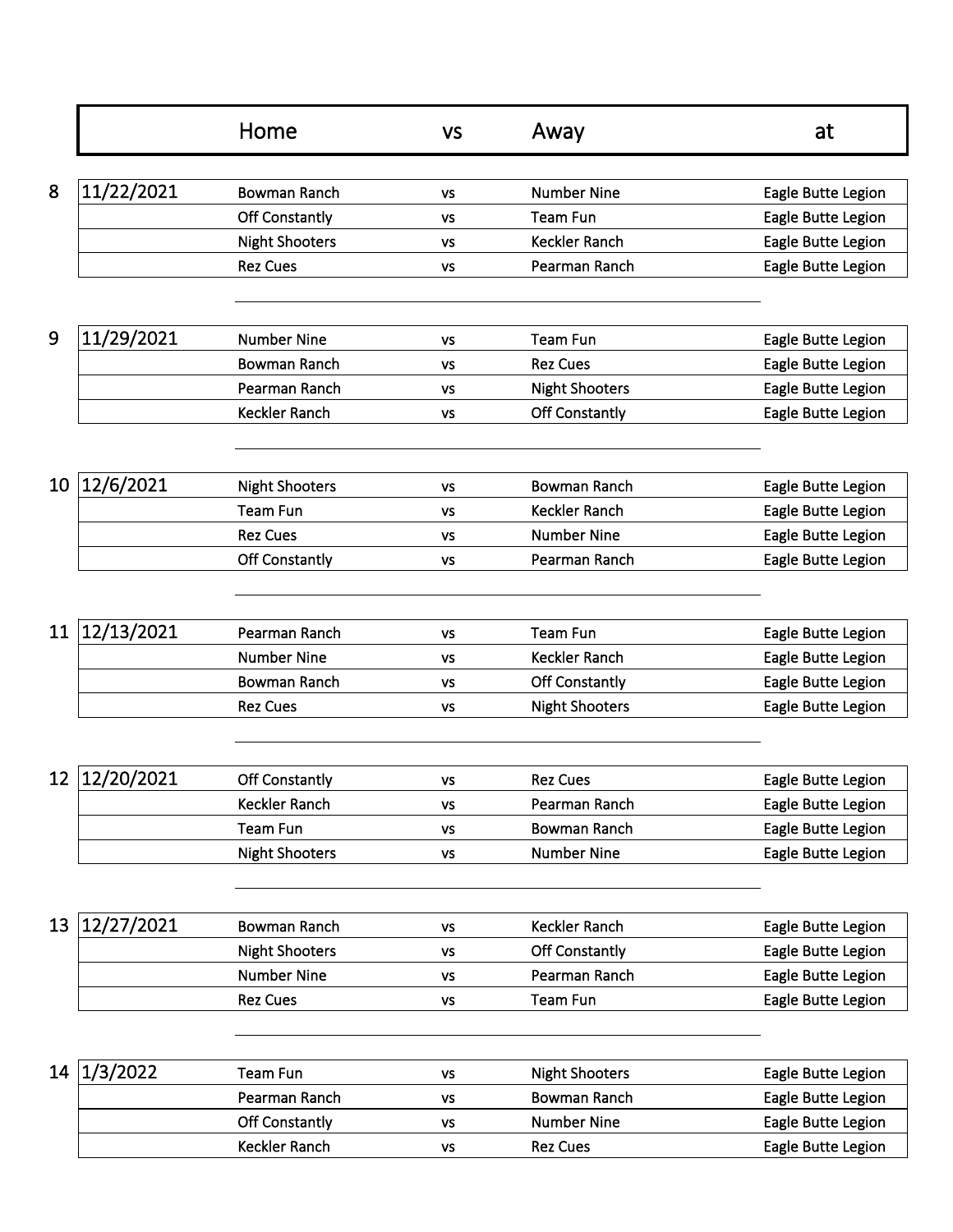| | | Home | vs | Away | at |
|---|---|---|---|---|---|
| 8 | 11/22/2021 | Bowman Ranch | vs | Number Nine | Eagle Butte Legion |
| | | Off Constantly | vs | Team Fun | Eagle Butte Legion |
| | | Night Shooters | vs | Keckler Ranch | Eagle Butte Legion |
| | | Rez Cues | vs | Pearman Ranch | Eagle Butte Legion |
| 9 | 11/29/2021 | Number Nine | vs | Team Fun | Eagle Butte Legion |
| | | Bowman Ranch | vs | Rez Cues | Eagle Butte Legion |
| | | Pearman Ranch | vs | Night Shooters | Eagle Butte Legion |
| | | Keckler Ranch | vs | Off Constantly | Eagle Butte Legion |
| 10 | 12/6/2021 | Night Shooters | vs | Bowman Ranch | Eagle Butte Legion |
| | | Team Fun | vs | Keckler Ranch | Eagle Butte Legion |
| | | Rez Cues | vs | Number Nine | Eagle Butte Legion |
| | | Off Constantly | vs | Pearman Ranch | Eagle Butte Legion |
| 11 | 12/13/2021 | Pearman Ranch | vs | Team Fun | Eagle Butte Legion |
| | | Number Nine | vs | Keckler Ranch | Eagle Butte Legion |
| | | Bowman Ranch | vs | Off Constantly | Eagle Butte Legion |
| | | Rez Cues | vs | Night Shooters | Eagle Butte Legion |
| 12 | 12/20/2021 | Off Constantly | vs | Rez Cues | Eagle Butte Legion |
| | | Keckler Ranch | vs | Pearman Ranch | Eagle Butte Legion |
| | | Team Fun | vs | Bowman Ranch | Eagle Butte Legion |
| | | Night Shooters | vs | Number Nine | Eagle Butte Legion |
| 13 | 12/27/2021 | Bowman Ranch | vs | Keckler Ranch | Eagle Butte Legion |
| | | Night Shooters | vs | Off Constantly | Eagle Butte Legion |
| | | Number Nine | vs | Pearman Ranch | Eagle Butte Legion |
| | | Rez Cues | vs | Team Fun | Eagle Butte Legion |
| 14 | 1/3/2022 | Team Fun | vs | Night Shooters | Eagle Butte Legion |
| | | Pearman Ranch | vs | Bowman Ranch | Eagle Butte Legion |
| | | Off Constantly | vs | Number Nine | Eagle Butte Legion |
| | | Keckler Ranch | vs | Rez Cues | Eagle Butte Legion |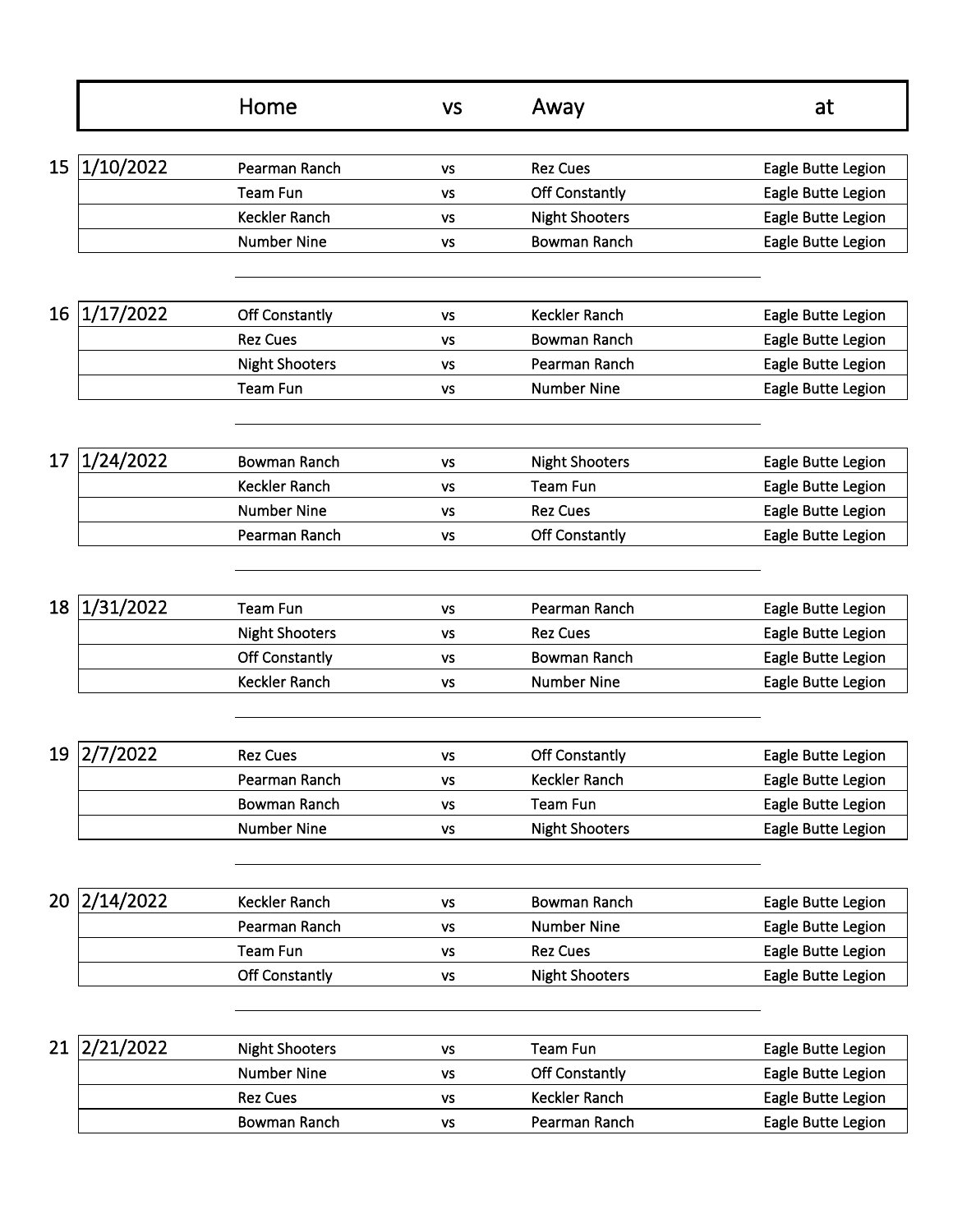| | | Home | vs | Away | at |
| --- | --- | --- | --- | --- | --- |
| 15 | 1/10/2022 | Pearman Ranch | vs | Rez Cues | Eagle Butte Legion |
| | | Team Fun | vs | Off Constantly | Eagle Butte Legion |
| | | Keckler Ranch | vs | Night Shooters | Eagle Butte Legion |
| | | Number Nine | vs | Bowman Ranch | Eagle Butte Legion |
| 16 | 1/17/2022 | Off Constantly | vs | Keckler Ranch | Eagle Butte Legion |
| | | Rez Cues | vs | Bowman Ranch | Eagle Butte Legion |
| | | Night Shooters | vs | Pearman Ranch | Eagle Butte Legion |
| | | Team Fun | vs | Number Nine | Eagle Butte Legion |
| 17 | 1/24/2022 | Bowman Ranch | vs | Night Shooters | Eagle Butte Legion |
| | | Keckler Ranch | vs | Team Fun | Eagle Butte Legion |
| | | Number Nine | vs | Rez Cues | Eagle Butte Legion |
| | | Pearman Ranch | vs | Off Constantly | Eagle Butte Legion |
| 18 | 1/31/2022 | Team Fun | vs | Pearman Ranch | Eagle Butte Legion |
| | | Night Shooters | vs | Rez Cues | Eagle Butte Legion |
| | | Off Constantly | vs | Bowman Ranch | Eagle Butte Legion |
| | | Keckler Ranch | vs | Number Nine | Eagle Butte Legion |
| 19 | 2/7/2022 | Rez Cues | vs | Off Constantly | Eagle Butte Legion |
| | | Pearman Ranch | vs | Keckler Ranch | Eagle Butte Legion |
| | | Bowman Ranch | vs | Team Fun | Eagle Butte Legion |
| | | Number Nine | vs | Night Shooters | Eagle Butte Legion |
| 20 | 2/14/2022 | Keckler Ranch | vs | Bowman Ranch | Eagle Butte Legion |
| | | Pearman Ranch | vs | Number Nine | Eagle Butte Legion |
| | | Team Fun | vs | Rez Cues | Eagle Butte Legion |
| | | Off Constantly | vs | Night Shooters | Eagle Butte Legion |
| 21 | 2/21/2022 | Night Shooters | vs | Team Fun | Eagle Butte Legion |
| | | Number Nine | vs | Off Constantly | Eagle Butte Legion |
| | | Rez Cues | vs | Keckler Ranch | Eagle Butte Legion |
| | | Bowman Ranch | vs | Pearman Ranch | Eagle Butte Legion |